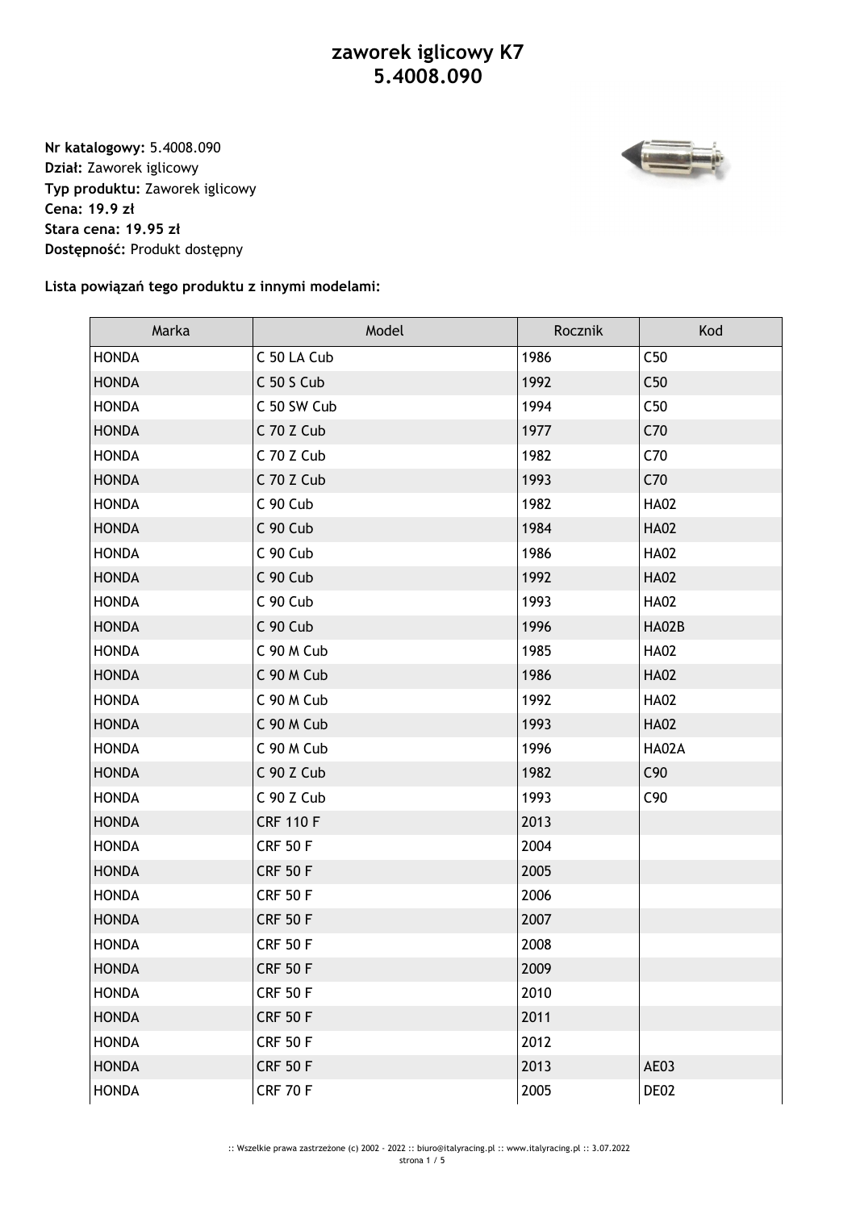# zaworek iglicowy K7
# 5.4008.090

**Nr katalogowy:** 5.4008.090
**Dział:** Zaworek iglicowy
**Typ produktu:** Zaworek iglicowy
**Cena: 19.9 zł**
**Stara cena: 19.95 zł**
**Dostępność:** Produkt dostępny

**Lista powiązań tego produktu z innymi modelami:**

| Marka | Model | Rocznik | Kod |
|---|---|---|---|
| HONDA | C 50 LA Cub | 1986 | C50 |
| HONDA | C 50 S Cub | 1992 | C50 |
| HONDA | C 50 SW Cub | 1994 | C50 |
| HONDA | C 70 Z Cub | 1977 | C70 |
| HONDA | C 70 Z Cub | 1982 | C70 |
| HONDA | C 70 Z Cub | 1993 | C70 |
| HONDA | C 90 Cub | 1982 | HA02 |
| HONDA | C 90 Cub | 1984 | HA02 |
| HONDA | C 90 Cub | 1986 | HA02 |
| HONDA | C 90 Cub | 1992 | HA02 |
| HONDA | C 90 Cub | 1993 | HA02 |
| HONDA | C 90 Cub | 1996 | HA02B |
| HONDA | C 90 M Cub | 1985 | HA02 |
| HONDA | C 90 M Cub | 1986 | HA02 |
| HONDA | C 90 M Cub | 1992 | HA02 |
| HONDA | C 90 M Cub | 1993 | HA02 |
| HONDA | C 90 M Cub | 1996 | HA02A |
| HONDA | C 90 Z Cub | 1982 | C90 |
| HONDA | C 90 Z Cub | 1993 | C90 |
| HONDA | CRF 110 F | 2013 | |
| HONDA | CRF 50 F | 2004 | |
| HONDA | CRF 50 F | 2005 | |
| HONDA | CRF 50 F | 2006 | |
| HONDA | CRF 50 F | 2007 | |
| HONDA | CRF 50 F | 2008 | |
| HONDA | CRF 50 F | 2009 | |
| HONDA | CRF 50 F | 2010 | |
| HONDA | CRF 50 F | 2011 | |
| HONDA | CRF 50 F | 2012 | |
| HONDA | CRF 50 F | 2013 | AE03 |
| HONDA | CRF 70 F | 2005 | DE02 |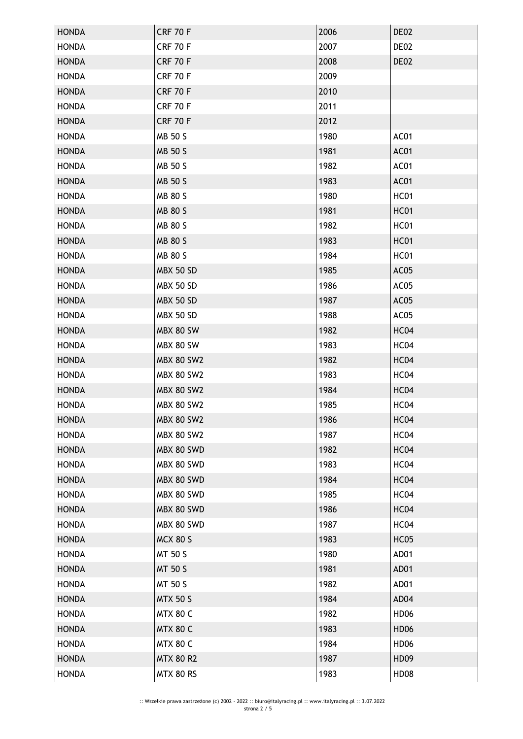| HONDA | CRF 70 F | 2006 | DE02 |
|---|---|---|---|
| HONDA | CRF 70 F | 2007 | DE02 |
| HONDA | CRF 70 F | 2008 | DE02 |
| HONDA | CRF 70 F | 2009 | |
| HONDA | CRF 70 F | 2010 | |
| HONDA | CRF 70 F | 2011 | |
| HONDA | CRF 70 F | 2012 | |
| HONDA | MB 50 S | 1980 | AC01 |
| HONDA | MB 50 S | 1981 | AC01 |
| HONDA | MB 50 S | 1982 | AC01 |
| HONDA | MB 50 S | 1983 | AC01 |
| HONDA | MB 80 S | 1980 | HC01 |
| HONDA | MB 80 S | 1981 | HC01 |
| HONDA | MB 80 S | 1982 | HC01 |
| HONDA | MB 80 S | 1983 | HC01 |
| HONDA | MB 80 S | 1984 | HC01 |
| HONDA | MBX 50 SD | 1985 | AC05 |
| HONDA | MBX 50 SD | 1986 | AC05 |
| HONDA | MBX 50 SD | 1987 | AC05 |
| HONDA | MBX 50 SD | 1988 | AC05 |
| HONDA | MBX 80 SW | 1982 | HC04 |
| HONDA | MBX 80 SW | 1983 | HC04 |
| HONDA | MBX 80 SW2 | 1982 | HC04 |
| HONDA | MBX 80 SW2 | 1983 | HC04 |
| HONDA | MBX 80 SW2 | 1984 | HC04 |
| HONDA | MBX 80 SW2 | 1985 | HC04 |
| HONDA | MBX 80 SW2 | 1986 | HC04 |
| HONDA | MBX 80 SW2 | 1987 | HC04 |
| HONDA | MBX 80 SWD | 1982 | HC04 |
| HONDA | MBX 80 SWD | 1983 | HC04 |
| HONDA | MBX 80 SWD | 1984 | HC04 |
| HONDA | MBX 80 SWD | 1985 | HC04 |
| HONDA | MBX 80 SWD | 1986 | HC04 |
| HONDA | MBX 80 SWD | 1987 | HC04 |
| HONDA | MCX 80 S | 1983 | HC05 |
| HONDA | MT 50 S | 1980 | AD01 |
| HONDA | MT 50 S | 1981 | AD01 |
| HONDA | MT 50 S | 1982 | AD01 |
| HONDA | MTX 50 S | 1984 | AD04 |
| HONDA | MTX 80 C | 1982 | HD06 |
| HONDA | MTX 80 C | 1983 | HD06 |
| HONDA | MTX 80 C | 1984 | HD06 |
| HONDA | MTX 80 R2 | 1987 | HD09 |
| HONDA | MTX 80 RS | 1983 | HD08 |

:: Wszelkie prawa zastrzeżone (c) 2002 - 2022 :: biuro@italyracing.pl :: www.italyracing.pl :: 3.07.2022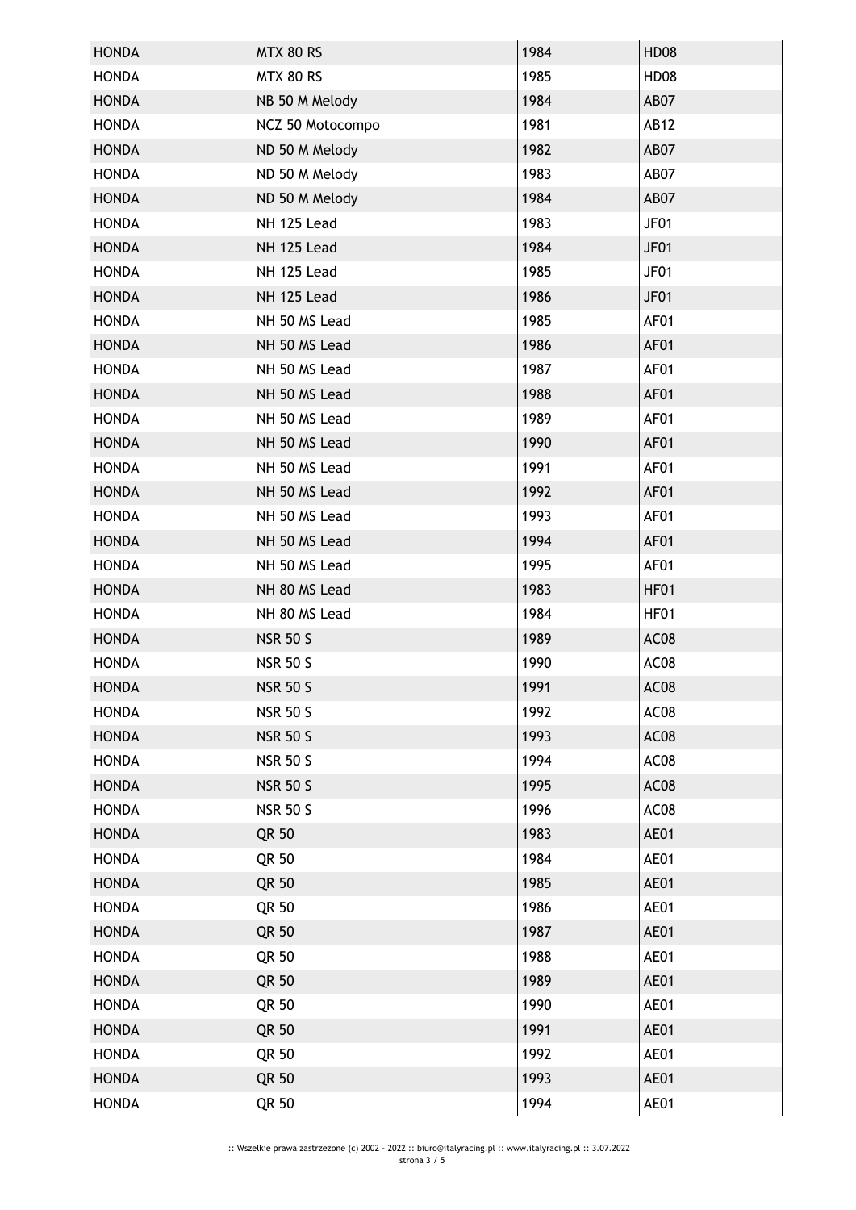| HONDA | MTX 80 RS | 1984 | HD08 |
|---|---|---|---|
| HONDA | MTX 80 RS | 1985 | HD08 |
| HONDA | NB 50 M Melody | 1984 | AB07 |
| HONDA | NCZ 50 Motocompo | 1981 | AB12 |
| HONDA | ND 50 M Melody | 1982 | AB07 |
| HONDA | ND 50 M Melody | 1983 | AB07 |
| HONDA | ND 50 M Melody | 1984 | AB07 |
| HONDA | NH 125 Lead | 1983 | JF01 |
| HONDA | NH 125 Lead | 1984 | JF01 |
| HONDA | NH 125 Lead | 1985 | JF01 |
| HONDA | NH 125 Lead | 1986 | JF01 |
| HONDA | NH 50 MS Lead | 1985 | AF01 |
| HONDA | NH 50 MS Lead | 1986 | AF01 |
| HONDA | NH 50 MS Lead | 1987 | AF01 |
| HONDA | NH 50 MS Lead | 1988 | AF01 |
| HONDA | NH 50 MS Lead | 1989 | AF01 |
| HONDA | NH 50 MS Lead | 1990 | AF01 |
| HONDA | NH 50 MS Lead | 1991 | AF01 |
| HONDA | NH 50 MS Lead | 1992 | AF01 |
| HONDA | NH 50 MS Lead | 1993 | AF01 |
| HONDA | NH 50 MS Lead | 1994 | AF01 |
| HONDA | NH 50 MS Lead | 1995 | AF01 |
| HONDA | NH 80 MS Lead | 1983 | HF01 |
| HONDA | NH 80 MS Lead | 1984 | HF01 |
| HONDA | NSR 50 S | 1989 | AC08 |
| HONDA | NSR 50 S | 1990 | AC08 |
| HONDA | NSR 50 S | 1991 | AC08 |
| HONDA | NSR 50 S | 1992 | AC08 |
| HONDA | NSR 50 S | 1993 | AC08 |
| HONDA | NSR 50 S | 1994 | AC08 |
| HONDA | NSR 50 S | 1995 | AC08 |
| HONDA | NSR 50 S | 1996 | AC08 |
| HONDA | QR 50 | 1983 | AE01 |
| HONDA | QR 50 | 1984 | AE01 |
| HONDA | QR 50 | 1985 | AE01 |
| HONDA | QR 50 | 1986 | AE01 |
| HONDA | QR 50 | 1987 | AE01 |
| HONDA | QR 50 | 1988 | AE01 |
| HONDA | QR 50 | 1989 | AE01 |
| HONDA | QR 50 | 1990 | AE01 |
| HONDA | QR 50 | 1991 | AE01 |
| HONDA | QR 50 | 1992 | AE01 |
| HONDA | QR 50 | 1993 | AE01 |
| HONDA | QR 50 | 1994 | AE01 |

:: Wszelkie prawa zastrzeżone (c) 2002 - 2022 :: biuro@italyracing.pl :: www.italyracing.pl :: 3.07.2022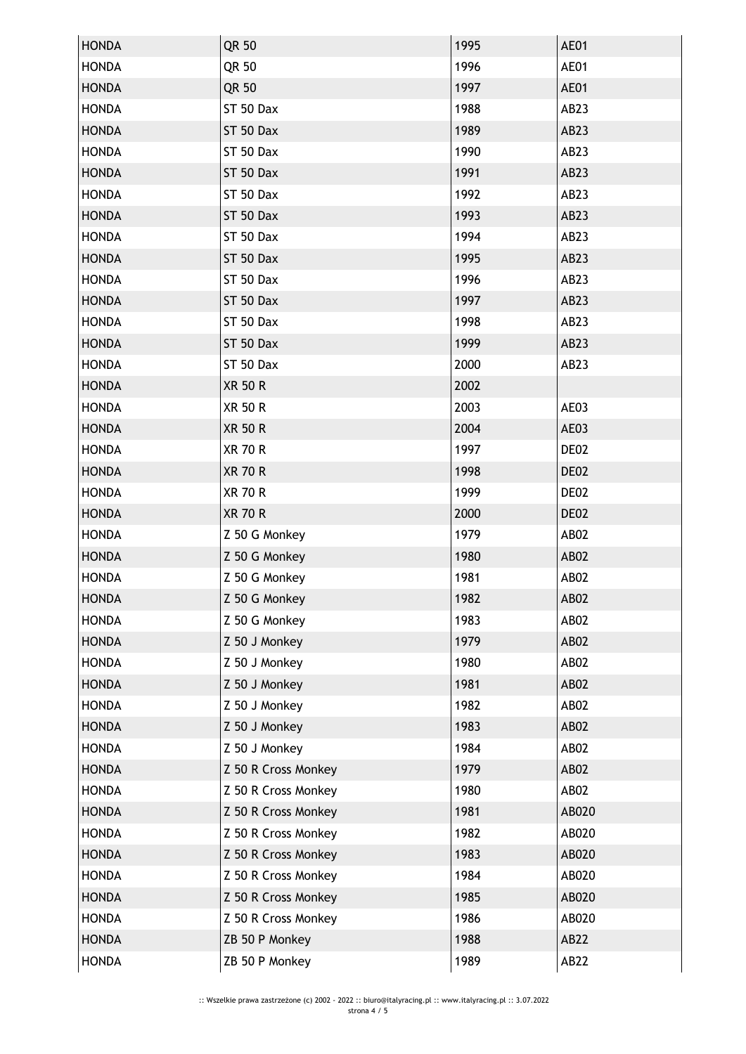| HONDA | QR 50 | 1995 | AE01 |
|---|---|---|---|
| HONDA | QR 50 | 1996 | AE01 |
| HONDA | QR 50 | 1997 | AE01 |
| HONDA | ST 50 Dax | 1988 | AB23 |
| HONDA | ST 50 Dax | 1989 | AB23 |
| HONDA | ST 50 Dax | 1990 | AB23 |
| HONDA | ST 50 Dax | 1991 | AB23 |
| HONDA | ST 50 Dax | 1992 | AB23 |
| HONDA | ST 50 Dax | 1993 | AB23 |
| HONDA | ST 50 Dax | 1994 | AB23 |
| HONDA | ST 50 Dax | 1995 | AB23 |
| HONDA | ST 50 Dax | 1996 | AB23 |
| HONDA | ST 50 Dax | 1997 | AB23 |
| HONDA | ST 50 Dax | 1998 | AB23 |
| HONDA | ST 50 Dax | 1999 | AB23 |
| HONDA | ST 50 Dax | 2000 | AB23 |
| HONDA | XR 50 R | 2002 | |
| HONDA | XR 50 R | 2003 | AE03 |
| HONDA | XR 50 R | 2004 | AE03 |
| HONDA | XR 70 R | 1997 | DE02 |
| HONDA | XR 70 R | 1998 | DE02 |
| HONDA | XR 70 R | 1999 | DE02 |
| HONDA | XR 70 R | 2000 | DE02 |
| HONDA | Z 50 G Monkey | 1979 | AB02 |
| HONDA | Z 50 G Monkey | 1980 | AB02 |
| HONDA | Z 50 G Monkey | 1981 | AB02 |
| HONDA | Z 50 G Monkey | 1982 | AB02 |
| HONDA | Z 50 G Monkey | 1983 | AB02 |
| HONDA | Z 50 J Monkey | 1979 | AB02 |
| HONDA | Z 50 J Monkey | 1980 | AB02 |
| HONDA | Z 50 J Monkey | 1981 | AB02 |
| HONDA | Z 50 J Monkey | 1982 | AB02 |
| HONDA | Z 50 J Monkey | 1983 | AB02 |
| HONDA | Z 50 J Monkey | 1984 | AB02 |
| HONDA | Z 50 R Cross Monkey | 1979 | AB02 |
| HONDA | Z 50 R Cross Monkey | 1980 | AB02 |
| HONDA | Z 50 R Cross Monkey | 1981 | AB020 |
| HONDA | Z 50 R Cross Monkey | 1982 | AB020 |
| HONDA | Z 50 R Cross Monkey | 1983 | AB020 |
| HONDA | Z 50 R Cross Monkey | 1984 | AB020 |
| HONDA | Z 50 R Cross Monkey | 1985 | AB020 |
| HONDA | Z 50 R Cross Monkey | 1986 | AB020 |
| HONDA | ZB 50 P Monkey | 1988 | AB22 |
| HONDA | ZB 50 P Monkey | 1989 | AB22 |

:: Wszelkie prawa zastrzeżone (c) 2002 - 2022 :: biuro@italyracing.pl :: www.italyracing.pl :: 3.07.2022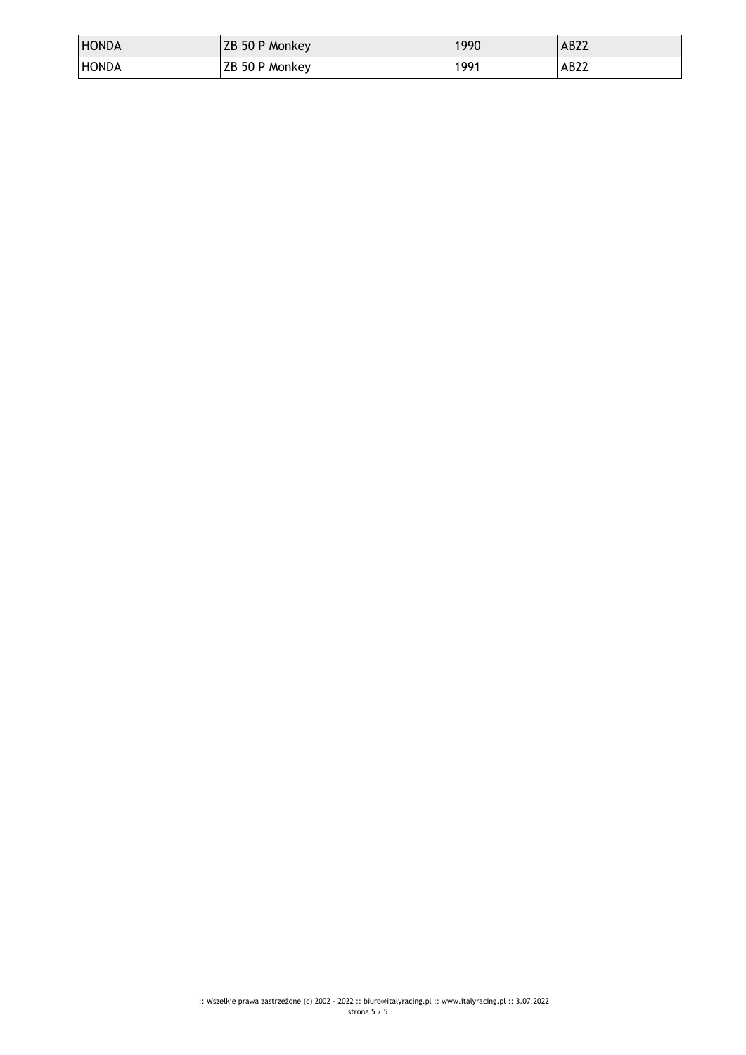| | | | |
|---|---|---|---|
| HONDA | ZB 50 P Monkey | 1990 | AB22 |
| HONDA | ZB 50 P Monkey | 1991 | AB22 |